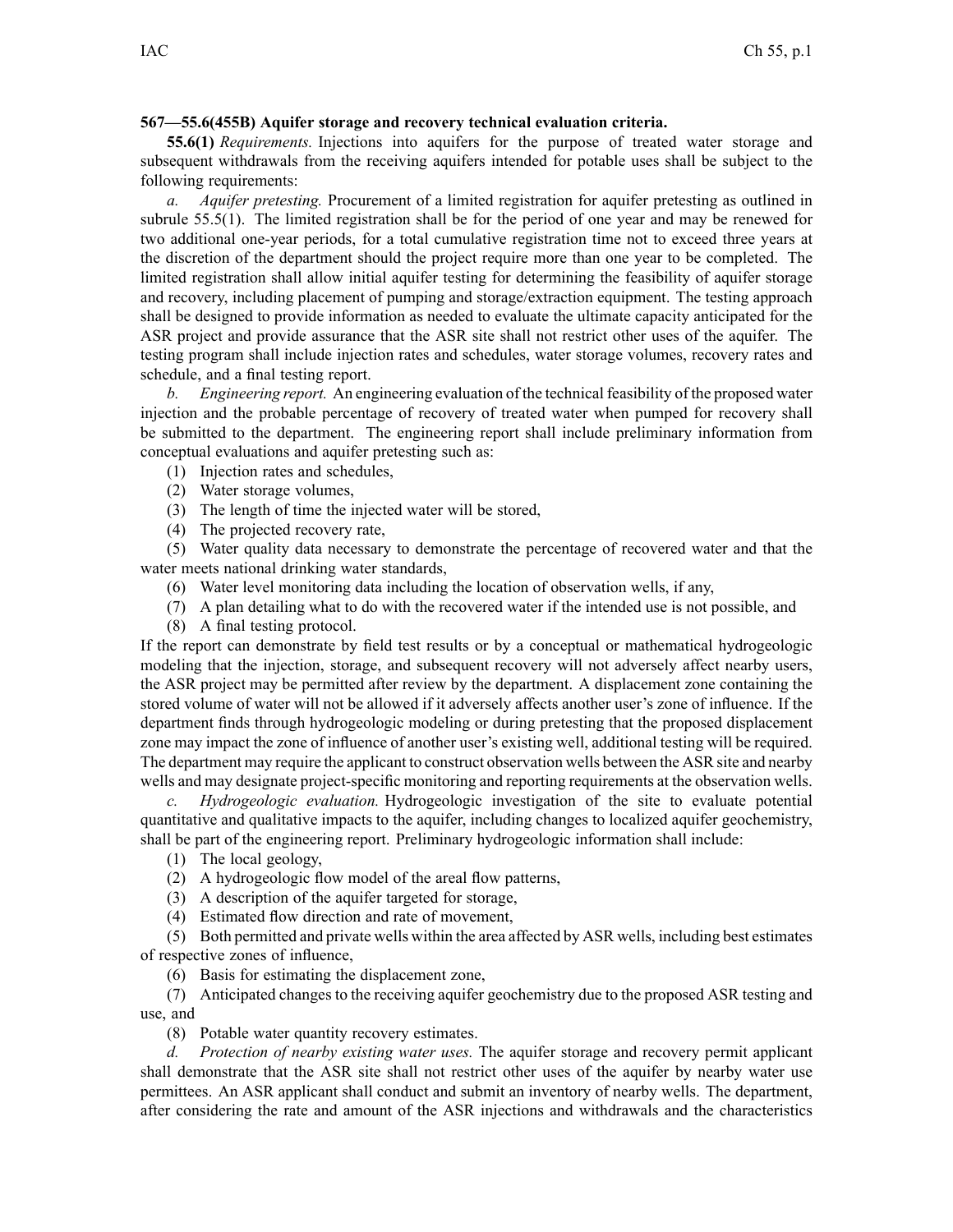**567—55.6(455B) Aquifer storage and recovery technical evaluation criteria.**

**55.6(1)** *Requirements.* Injections into aquifers for the purpose of treated water storage and subsequent withdrawals from the receiving aquifers intended for potable uses shall be subject to the following requirements:

*a. Aquifer pretesting.* Procurement of a limited registration for aquifer pretesting as outlined in subrule 55.5(1). The limited registration shall be for the period of one year and may be renewed for two additional one-year periods, for a total cumulative registration time not to exceed three years at the discretion of the department should the project require more than one year to be completed. The limited registration shall allow initial aquifer testing for determining the feasibility of aquifer storage and recovery, including placement of pumping and storage/extraction equipment. The testing approach shall be designed to provide information as needed to evaluate the ultimate capacity anticipated for the ASR project and provide assurance that the ASR site shall not restrict other uses of the aquifer. The testing program shall include injection rates and schedules, water storage volumes, recovery rates and schedule, and a final testing report.

*b. Engineering report.* An engineering evaluation of the technical feasibility of the proposed water injection and the probable percentage of recovery of treated water when pumped for recovery shall be submitted to the department. The engineering report shall include preliminary information from conceptual evaluations and aquifer pretesting such as:

(1) Injection rates and schedules,

(2) Water storage volumes,

(3) The length of time the injected water will be stored,

(4) The projected recovery rate,

(5) Water quality data necessary to demonstrate the percentage of recovered water and that the water meets national drinking water standards,

(6) Water level monitoring data including the location of observation wells, if any,

(7) A plan detailing what to do with the recovered water if the intended use is not possible, and

(8) A final testing protocol.

If the report can demonstrate by field test results or by a conceptual or mathematical hydrogeologic modeling that the injection, storage, and subsequent recovery will not adversely affect nearby users, the ASR project may be permitted after review by the department. A displacement zone containing the stored volume of water will not be allowed if it adversely affects another user's zone of influence. If the department finds through hydrogeologic modeling or during pretesting that the proposed displacement zone may impact the zone of influence of another user's existing well, additional testing will be required. The department may require the applicant to construct observation wells between the ASR site and nearby wells and may designate project-specific monitoring and reporting requirements at the observation wells.

*c. Hydrogeologic evaluation.* Hydrogeologic investigation of the site to evaluate potential quantitative and qualitative impacts to the aquifer, including changes to localized aquifer geochemistry, shall be part of the engineering report. Preliminary hydrogeologic information shall include:

(1) The local geology,

(2) A hydrogeologic flow model of the areal flow patterns,

(3) A description of the aquifer targeted for storage,

(4) Estimated flow direction and rate of movement,

(5) Both permitted and private wells within the area affected by ASR wells, including best estimates of respective zones of influence,

(6) Basis for estimating the displacement zone,

(7) Anticipated changes to the receiving aquifer geochemistry due to the proposed ASR testing and use, and

(8) Potable water quantity recovery estimates.

*d. Protection of nearby existing water uses.* The aquifer storage and recovery permit applicant shall demonstrate that the ASR site shall not restrict other uses of the aquifer by nearby water use permittees. An ASR applicant shall conduct and submit an inventory of nearby wells. The department, after considering the rate and amount of the ASR injections and withdrawals and the characteristics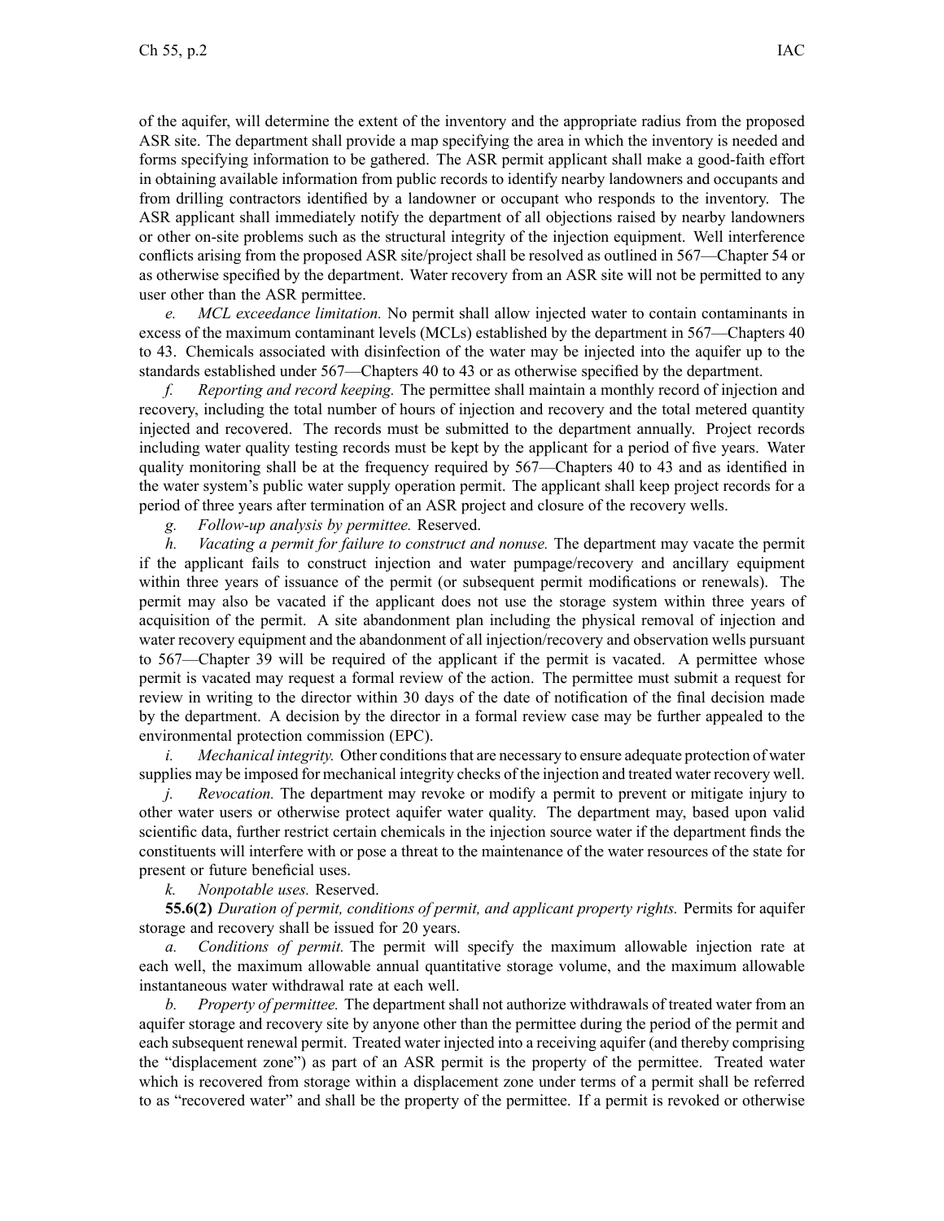of the aquifer, will determine the extent of the inventory and the appropriate radius from the proposed ASR site. The department shall provide a map specifying the area in which the inventory is needed and forms specifying information to be gathered. The ASR permit applicant shall make a good-faith effort in obtaining available information from public records to identify nearby landowners and occupants and from drilling contractors identified by a landowner or occupant who responds to the inventory. The ASR applicant shall immediately notify the department of all objections raised by nearby landowners or other on-site problems such as the structural integrity of the injection equipment. Well interference conflicts arising from the proposed ASR site/project shall be resolved as outlined in 567—Chapter 54 or as otherwise specified by the department. Water recovery from an ASR site will not be permitted to any user other than the ASR permittee.

*e. MCL exceedance limitation.* No permit shall allow injected water to contain contaminants in excess of the maximum contaminant levels (MCLs) established by the department in 567—Chapters 40 to 43. Chemicals associated with disinfection of the water may be injected into the aquifer up to the standards established under 567—Chapters 40 to 43 or as otherwise specified by the department.

*f. Reporting and record keeping.* The permittee shall maintain a monthly record of injection and recovery, including the total number of hours of injection and recovery and the total metered quantity injected and recovered. The records must be submitted to the department annually. Project records including water quality testing records must be kept by the applicant for a period of five years. Water quality monitoring shall be at the frequency required by 567—Chapters 40 to 43 and as identified in the water system's public water supply operation permit. The applicant shall keep project records for a period of three years after termination of an ASR project and closure of the recovery wells.

*g. Follow-up analysis by permittee.* Reserved.

*h. Vacating a permit for failure to construct and nonuse.* The department may vacate the permit if the applicant fails to construct injection and water pumpage/recovery and ancillary equipment within three years of issuance of the permit (or subsequent permit modifications or renewals). The permit may also be vacated if the applicant does not use the storage system within three years of acquisition of the permit. A site abandonment plan including the physical removal of injection and water recovery equipment and the abandonment of all injection/recovery and observation wells pursuant to 567—Chapter 39 will be required of the applicant if the permit is vacated. A permittee whose permit is vacated may request a formal review of the action. The permittee must submit a request for review in writing to the director within 30 days of the date of notification of the final decision made by the department. A decision by the director in a formal review case may be further appealed to the environmental protection commission (EPC).

*i. Mechanical integrity.* Other conditions that are necessary to ensure adequate protection of water supplies may be imposed for mechanical integrity checks of the injection and treated water recovery well.

*j. Revocation.* The department may revoke or modify a permit to prevent or mitigate injury to other water users or otherwise protect aquifer water quality. The department may, based upon valid scientific data, further restrict certain chemicals in the injection source water if the department finds the constituents will interfere with or pose a threat to the maintenance of the water resources of the state for present or future beneficial uses.

*k. Nonpotable uses.* Reserved.

**55.6(2)** *Duration of permit, conditions of permit, and applicant property rights.* Permits for aquifer storage and recovery shall be issued for 20 years.

*a. Conditions of permit.* The permit will specify the maximum allowable injection rate at each well, the maximum allowable annual quantitative storage volume, and the maximum allowable instantaneous water withdrawal rate at each well.

*b. Property of permittee.* The department shall not authorize withdrawals of treated water from an aquifer storage and recovery site by anyone other than the permittee during the period of the permit and each subsequent renewal permit. Treated water injected into a receiving aquifer (and thereby comprising the "displacement zone") as part of an ASR permit is the property of the permittee. Treated water which is recovered from storage within a displacement zone under terms of a permit shall be referred to as "recovered water" and shall be the property of the permittee. If a permit is revoked or otherwise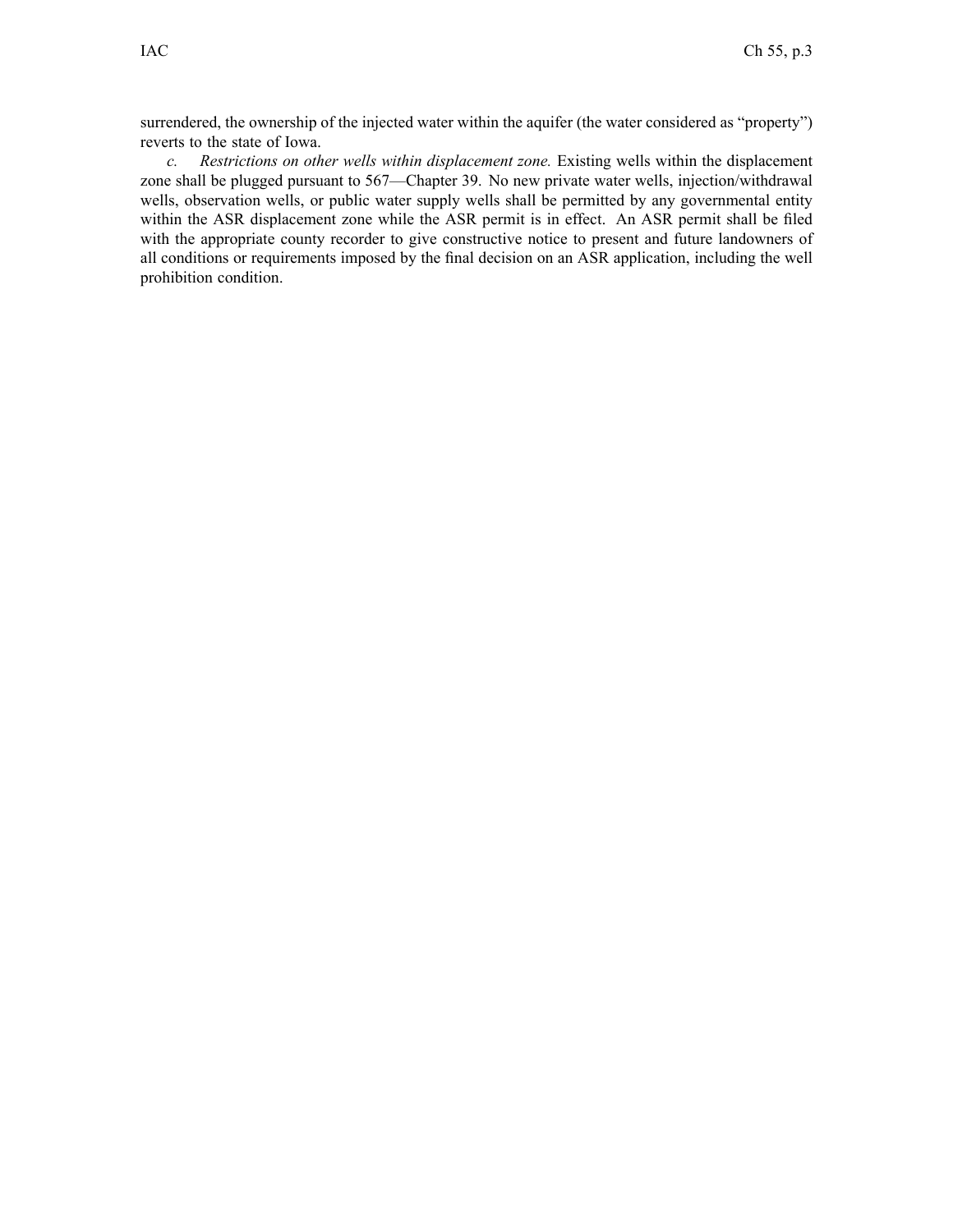surrendered, the ownership of the injected water within the aquifer (the water considered as "property") reverts to the state of Iowa.

*c. Restrictions on other wells within displacement zone.* Existing wells within the displacement zone shall be plugged pursuant to 567—Chapter 39. No new private water wells, injection/withdrawal wells, observation wells, or public water supply wells shall be permitted by any governmental entity within the ASR displacement zone while the ASR permit is in effect. An ASR permit shall be filed with the appropriate county recorder to give constructive notice to present and future landowners of all conditions or requirements imposed by the final decision on an ASR application, including the well prohibition condition.